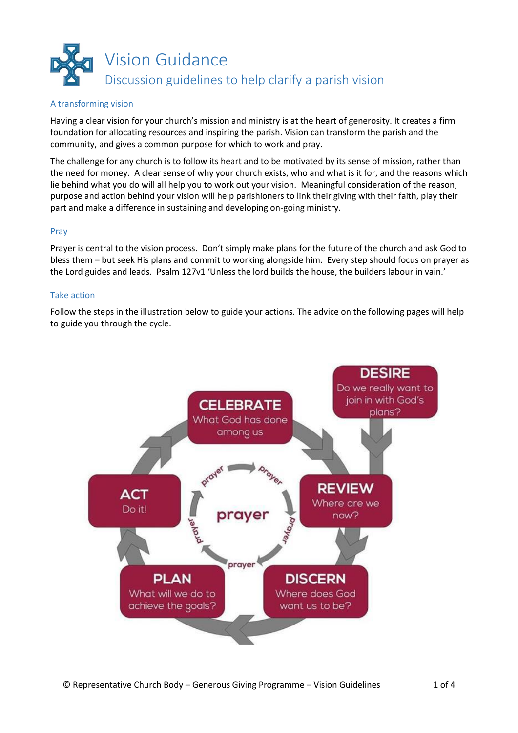# Vision Guidance

## Discussion guidelines to help clarify a parish vision

### A transforming vision

Having a clear vision for your church's mission and ministry is at the heart of generosity. It creates a firm foundation for allocating resources and inspiring the parish. Vision can transform the parish and the community, and gives a common purpose for which to work and pray.

The challenge for any church is to follow its heart and to be motivated by its sense of mission, rather than the need for money. A clear sense of why your church exists, who and what is it for, and the reasons which lie behind what you do will all help you to work out your vision. Meaningful consideration of the reason, purpose and action behind your vision will help parishioners to link their giving with their faith, play their part and make a difference in sustaining and developing on-going ministry.

### Pray

Prayer is central to the vision process. Don't simply make plans for the future of the church and ask God to bless them – but seek His plans and commit to working alongside him. Every step should focus on prayer as the Lord guides and leads. Psalm 127v1 'Unless the lord builds the house, the builders labour in vain.'

### Take action

Follow the steps in the illustration below to guide your actions. The advice on the following pages will help to guide you through the cycle.

**DESIRE** – Do we really want to join in with God's plans?

**REVIEW** – Where are we now?

**DISCERN** – Where does God want us to be?

**PLAN** – What will we do to achieve the goals?

**ACT** – Do it!

**CELEBRATE** – What God has done among us

prayer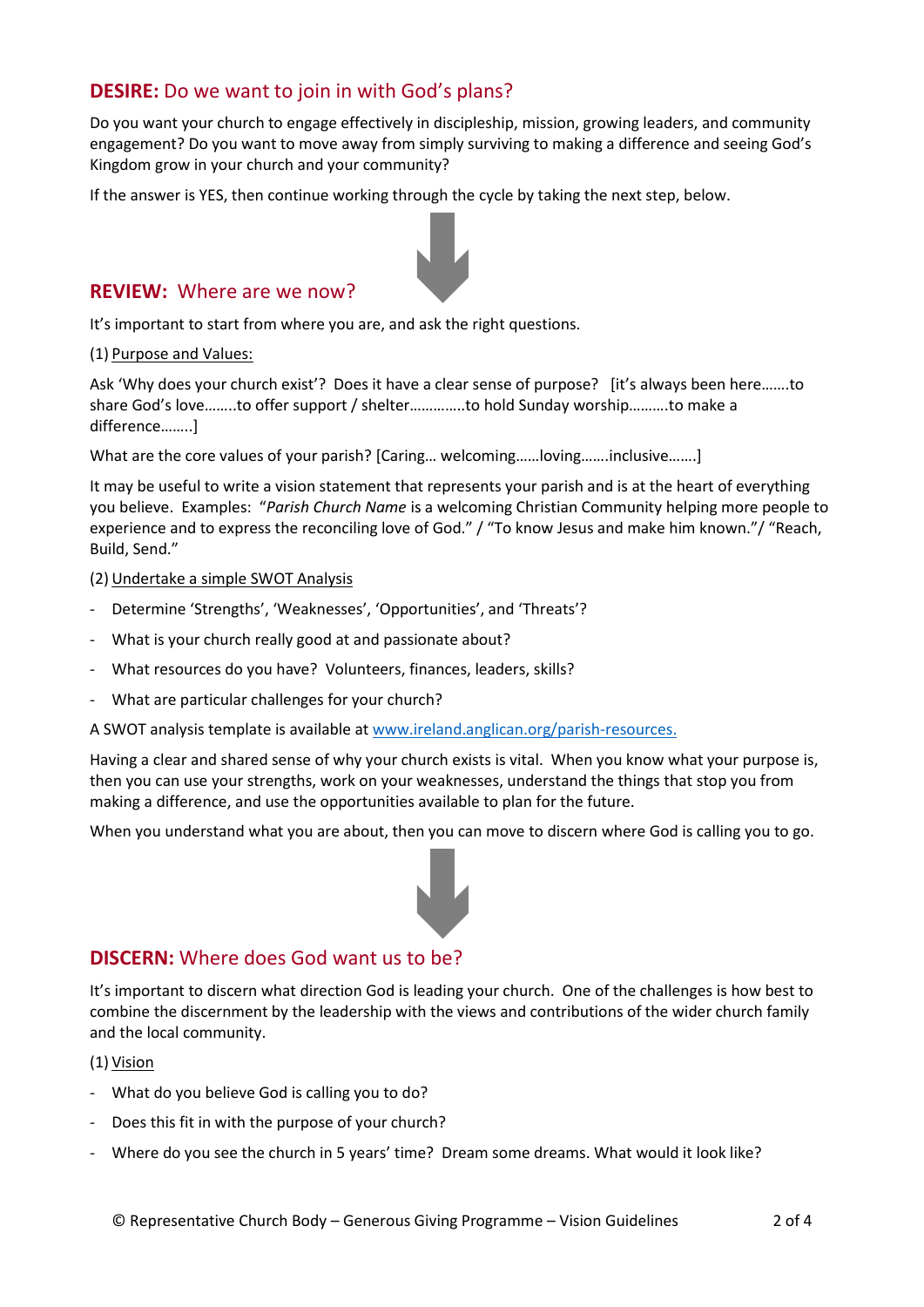## **DESIRE:** Do we want to join in with God's plans?

Do you want your church to engage effectively in discipleship, mission, growing leaders, and community engagement? Do you want to move away from simply surviving to making a difference and seeing God's Kingdom grow in your church and your community?

If the answer is YES, then continue working through the cycle by taking the next step, below.

## **REVIEW:** Where are we now?

It's important to start from where you are, and ask the right questions.

(1) Purpose and Values:

Ask 'Why does your church exist'? Does it have a clear sense of purpose? [it's always been here…….to share God's love……..to offer support / shelter…………..to hold Sunday worship……….to make a difference……..]

What are the core values of your parish? [Caring… welcoming……loving…….inclusive…….]

It may be useful to write a vision statement that represents your parish and is at the heart of everything you believe. Examples: "*Parish Church Name* is a welcoming Christian Community helping more people to experience and to express the reconciling love of God." / "To know Jesus and make him known."/ "Reach, Build, Send."

(2) Undertake a simple SWOT Analysis

- Determine 'Strengths', 'Weaknesses', 'Opportunities', and 'Threats'?
- What is your church really good at and passionate about?
- What resources do you have? Volunteers, finances, leaders, skills?
- What are particular challenges for your church?

A SWOT analysis template is available at www.ireland.anglican.org/parish-resources.

Having a clear and shared sense of why your church exists is vital. When you know what your purpose is, then you can use your strengths, work on your weaknesses, understand the things that stop you from making a difference, and use the opportunities available to plan for the future.

When you understand what you are about, then you can move to discern where God is calling you to go.

## **DISCERN:** Where does God want us to be?

It's important to discern what direction God is leading your church. One of the challenges is how best to combine the discernment by the leadership with the views and contributions of the wider church family and the local community.

(1) Vision

- What do you believe God is calling you to do?
- Does this fit in with the purpose of your church?
- Where do you see the church in 5 years' time? Dream some dreams. What would it look like?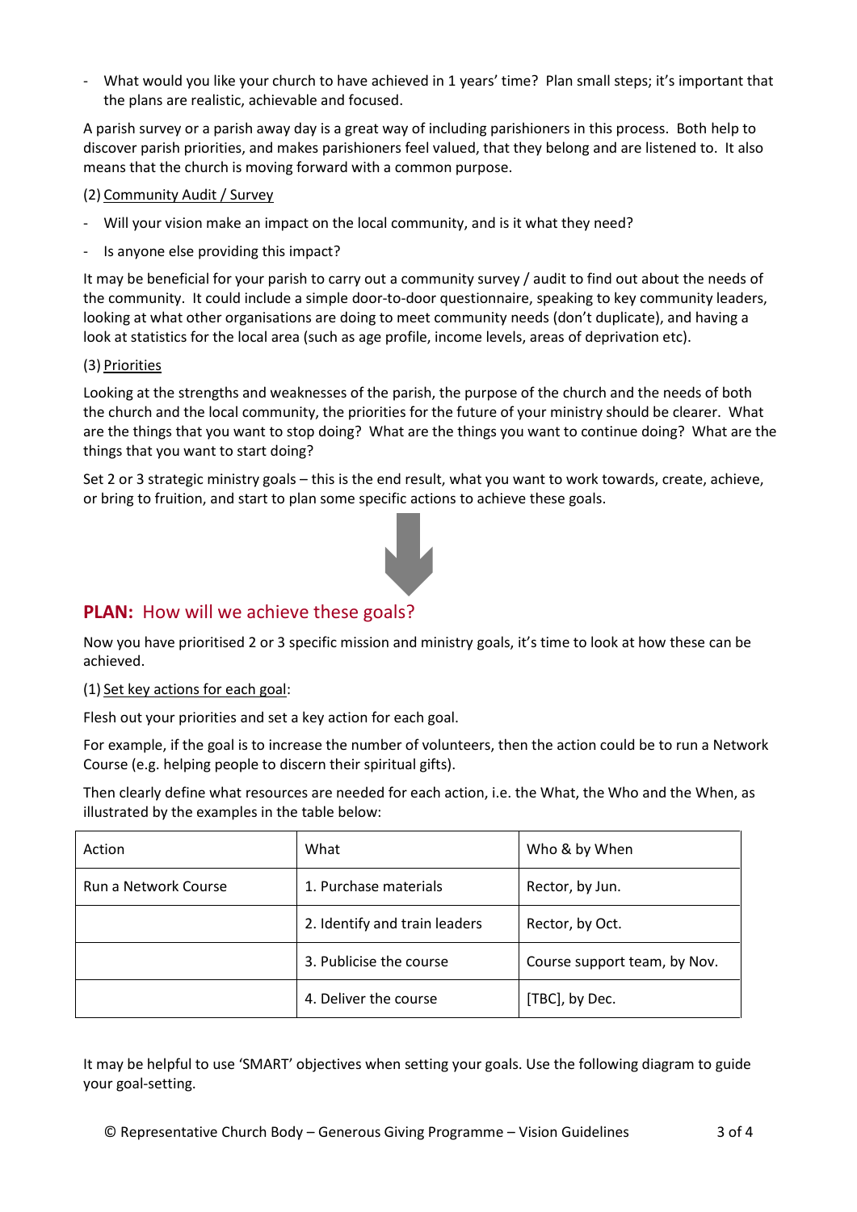- What would you like your church to have achieved in 1 years' time? Plan small steps; it's important that the plans are realistic, achievable and focused.

A parish survey or a parish away day is a great way of including parishioners in this process. Both help to discover parish priorities, and makes parishioners feel valued, that they belong and are listened to. It also means that the church is moving forward with a common purpose.

(2) Community Audit / Survey

- Will your vision make an impact on the local community, and is it what they need?
- Is anyone else providing this impact?

It may be beneficial for your parish to carry out a community survey / audit to find out about the needs of the community. It could include a simple door-to-door questionnaire, speaking to key community leaders, looking at what other organisations are doing to meet community needs (don't duplicate), and having a look at statistics for the local area (such as age profile, income levels, areas of deprivation etc).

(3) Priorities

Looking at the strengths and weaknesses of the parish, the purpose of the church and the needs of both the church and the local community, the priorities for the future of your ministry should be clearer. What are the things that you want to stop doing? What are the things you want to continue doing? What are the things that you want to start doing?

Set 2 or 3 strategic ministry goals – this is the end result, what you want to work towards, create, achieve, or bring to fruition, and start to plan some specific actions to achieve these goals.

## **PLAN:** How will we achieve these goals?

Now you have prioritised 2 or 3 specific mission and ministry goals, it's time to look at how these can be achieved.

(1) Set key actions for each goal:

Flesh out your priorities and set a key action for each goal.

For example, if the goal is to increase the number of volunteers, then the action could be to run a Network Course (e.g. helping people to discern their spiritual gifts).

Then clearly define what resources are needed for each action, i.e. the What, the Who and the When, as illustrated by the examples in the table below:

| Action | What | Who & by When |
|---|---|---|
| Run a Network Course | 1. Purchase materials | Rector, by Jun. |
| | 2. Identify and train leaders | Rector, by Oct. |
| | 3. Publicise the course | Course support team, by Nov. |
| | 4. Deliver the course | [TBC], by Dec. |

It may be helpful to use 'SMART' objectives when setting your goals. Use the following diagram to guide your goal-setting.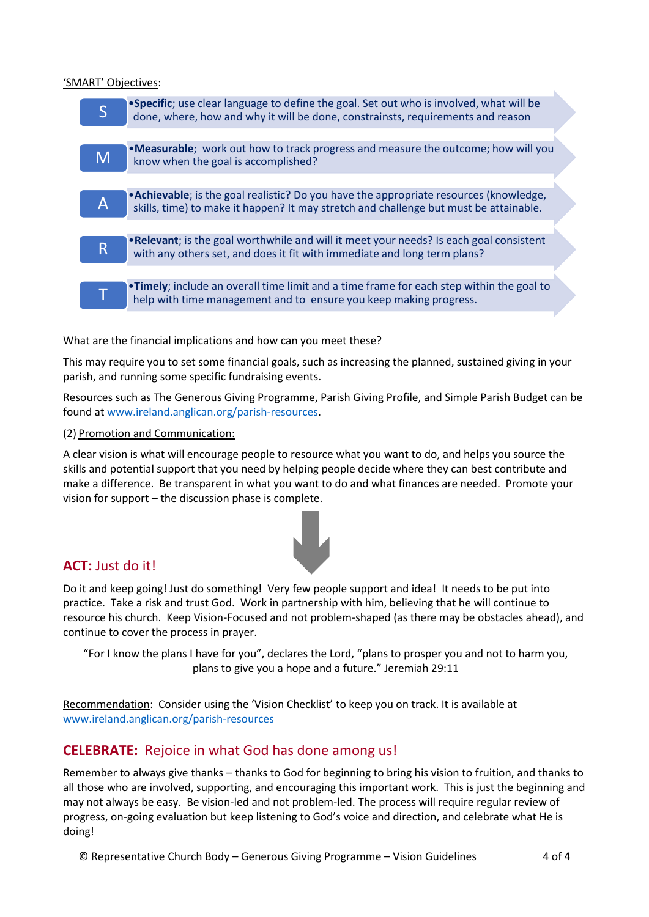'SMART' Objectives:

- **S** – **Specific**; use clear language to define the goal. Set out who is involved, what will be done, where, how and why it will be done, constrainsts, requirements and reason
- **M** – **Measurable**;  work out how to track progress and measure the outcome; how will you know when the goal is accomplished?
- **A** – **Achievable**; is the goal realistic? Do you have the appropriate resources (knowledge, skills, time) to make it happen? It may stretch and challenge but must be attainable.
- **R** – **Relevant**; is the goal worthwhile and will it meet your needs? Is each goal consistent with any others set, and does it fit with immediate and long term plans?
- **T** – **Timely**; include an overall time limit and a time frame for each step within the goal to help with time management and to  ensure you keep making progress.

What are the financial implications and how can you meet these?

This may require you to set some financial goals, such as increasing the planned, sustained giving in your parish, and running some specific fundraising events.

Resources such as The Generous Giving Programme, Parish Giving Profile, and Simple Parish Budget can be found at www.ireland.anglican.org/parish-resources.

(2) Promotion and Communication:

A clear vision is what will encourage people to resource what you want to do, and helps you source the skills and potential support that you need by helping people decide where they can best contribute and make a difference.  Be transparent in what you want to do and what finances are needed.  Promote your vision for support – the discussion phase is complete.

## **ACT:** Just do it!

Do it and keep going! Just do something!  Very few people support and idea!  It needs to be put into practice.  Take a risk and trust God.  Work in partnership with him, believing that he will continue to resource his church.  Keep Vision-Focused and not problem-shaped (as there may be obstacles ahead), and continue to cover the process in prayer.

"For I know the plans I have for you", declares the Lord, "plans to prosper you and not to harm you, plans to give you a hope and a future." Jeremiah 29:11

Recommendation:  Consider using the 'Vision Checklist' to keep you on track. It is available at www.ireland.anglican.org/parish-resources

## **CELEBRATE:**  Rejoice in what God has done among us!

Remember to always give thanks – thanks to God for beginning to bring his vision to fruition, and thanks to all those who are involved, supporting, and encouraging this important work.  This is just the beginning and may not always be easy.  Be vision-led and not problem-led. The process will require regular review of progress, on-going evaluation but keep listening to God's voice and direction, and celebrate what He is doing!

© Representative Church Body – Generous Giving Programme – Vision Guidelines